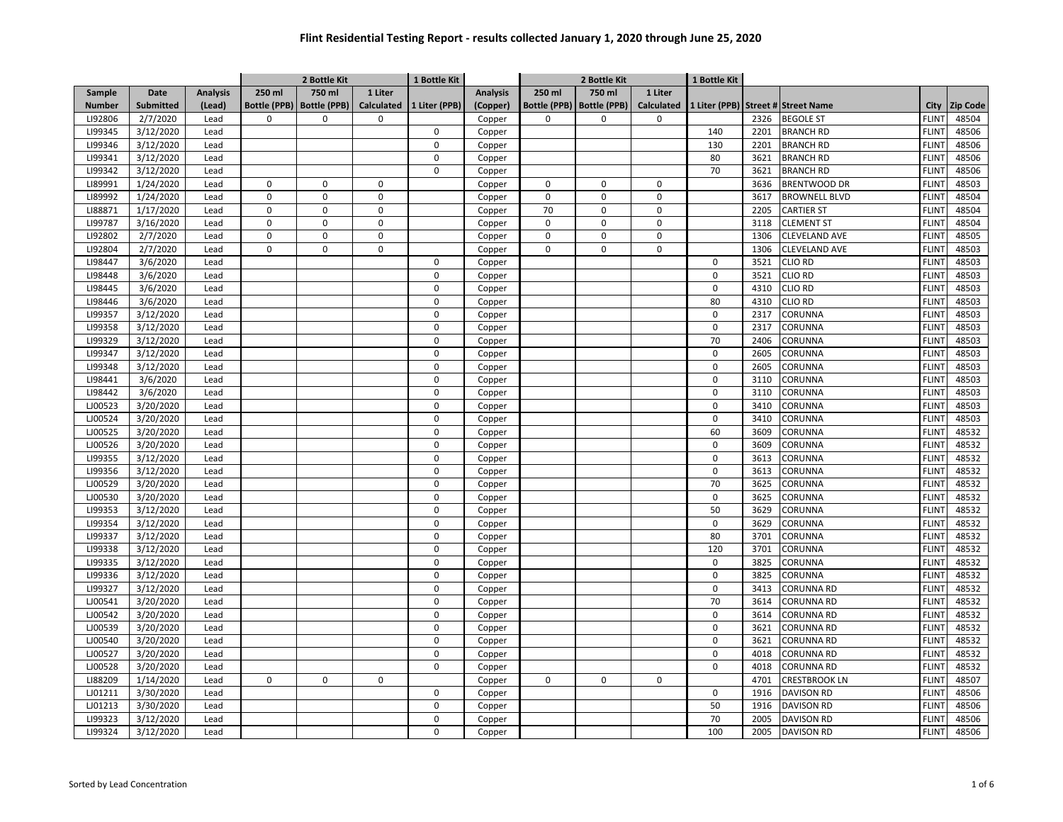# Flint Residential Testing Report - results collected January 1, 2020 through June 25, 2020

| | | | 2 Bottle Kit | | | 1 Bottle Kit | | 2 Bottle Kit | | | 1 Bottle Kit | | | | |
|---|---|---|---|---|---|---|---|---|---|---|---|---|---|---|---|
| Sample Number | Date Submitted | Analysis (Lead) | 250 ml Bottle (PPB) | 750 ml Bottle (PPB) | 1 Liter Calculated | 1 Liter (PPB) | Analysis (Copper) | 250 ml Bottle (PPB) | 750 ml Bottle (PPB) | 1 Liter Calculated | 1 Liter (PPB) | Street # | Street Name | City | Zip Code |
| LI92806 | 2/7/2020 | Lead | 0 | 0 | 0 | | Copper | 0 | 0 | 0 | | 2326 | BEGOLE ST | FLINT | 48504 |
| LI99345 | 3/12/2020 | Lead | | | | 0 | Copper | | | | 140 | 2201 | BRANCH RD | FLINT | 48506 |
| LI99346 | 3/12/2020 | Lead | | | | 0 | Copper | | | | 130 | 2201 | BRANCH RD | FLINT | 48506 |
| LI99341 | 3/12/2020 | Lead | | | | 0 | Copper | | | | 80 | 3621 | BRANCH RD | FLINT | 48506 |
| LI99342 | 3/12/2020 | Lead | | | | 0 | Copper | | | | 70 | 3621 | BRANCH RD | FLINT | 48506 |
| LI89991 | 1/24/2020 | Lead | 0 | 0 | 0 | | Copper | 0 | 0 | 0 | | 3636 | BRENTWOOD DR | FLINT | 48503 |
| LI89992 | 1/24/2020 | Lead | 0 | 0 | 0 | | Copper | 0 | 0 | 0 | | 3617 | BROWNELL BLVD | FLINT | 48504 |
| LI88871 | 1/17/2020 | Lead | 0 | 0 | 0 | | Copper | 70 | 0 | 0 | | 2205 | CARTIER ST | FLINT | 48504 |
| LI99787 | 3/16/2020 | Lead | 0 | 0 | 0 | | Copper | 0 | 0 | 0 | | 3118 | CLEMENT ST | FLINT | 48504 |
| LI92802 | 2/7/2020 | Lead | 0 | 0 | 0 | | Copper | 0 | 0 | 0 | | 1306 | CLEVELAND AVE | FLINT | 48505 |
| LI92804 | 2/7/2020 | Lead | 0 | 0 | 0 | | Copper | 0 | 0 | 0 | | 1306 | CLEVELAND AVE | FLINT | 48503 |
| LI98447 | 3/6/2020 | Lead | | | | 0 | Copper | | | | 0 | 3521 | CLIO RD | FLINT | 48503 |
| LI98448 | 3/6/2020 | Lead | | | | 0 | Copper | | | | 0 | 3521 | CLIO RD | FLINT | 48503 |
| LI98445 | 3/6/2020 | Lead | | | | 0 | Copper | | | | 0 | 4310 | CLIO RD | FLINT | 48503 |
| LI98446 | 3/6/2020 | Lead | | | | 0 | Copper | | | | 80 | 4310 | CLIO RD | FLINT | 48503 |
| LI99357 | 3/12/2020 | Lead | | | | 0 | Copper | | | | 0 | 2317 | CORUNNA | FLINT | 48503 |
| LI99358 | 3/12/2020 | Lead | | | | 0 | Copper | | | | 0 | 2317 | CORUNNA | FLINT | 48503 |
| LI99329 | 3/12/2020 | Lead | | | | 0 | Copper | | | | 70 | 2406 | CORUNNA | FLINT | 48503 |
| LI99347 | 3/12/2020 | Lead | | | | 0 | Copper | | | | 0 | 2605 | CORUNNA | FLINT | 48503 |
| LI99348 | 3/12/2020 | Lead | | | | 0 | Copper | | | | 0 | 2605 | CORUNNA | FLINT | 48503 |
| LI98441 | 3/6/2020 | Lead | | | | 0 | Copper | | | | 0 | 3110 | CORUNNA | FLINT | 48503 |
| LI98442 | 3/6/2020 | Lead | | | | 0 | Copper | | | | 0 | 3110 | CORUNNA | FLINT | 48503 |
| LJ00523 | 3/20/2020 | Lead | | | | 0 | Copper | | | | 0 | 3410 | CORUNNA | FLINT | 48503 |
| LJ00524 | 3/20/2020 | Lead | | | | 0 | Copper | | | | 0 | 3410 | CORUNNA | FLINT | 48503 |
| LJ00525 | 3/20/2020 | Lead | | | | 0 | Copper | | | | 60 | 3609 | CORUNNA | FLINT | 48532 |
| LJ00526 | 3/20/2020 | Lead | | | | 0 | Copper | | | | 0 | 3609 | CORUNNA | FLINT | 48532 |
| LI99355 | 3/12/2020 | Lead | | | | 0 | Copper | | | | 0 | 3613 | CORUNNA | FLINT | 48532 |
| LI99356 | 3/12/2020 | Lead | | | | 0 | Copper | | | | 0 | 3613 | CORUNNA | FLINT | 48532 |
| LJ00529 | 3/20/2020 | Lead | | | | 0 | Copper | | | | 70 | 3625 | CORUNNA | FLINT | 48532 |
| LJ00530 | 3/20/2020 | Lead | | | | 0 | Copper | | | | 0 | 3625 | CORUNNA | FLINT | 48532 |
| LI99353 | 3/12/2020 | Lead | | | | 0 | Copper | | | | 50 | 3629 | CORUNNA | FLINT | 48532 |
| LI99354 | 3/12/2020 | Lead | | | | 0 | Copper | | | | 0 | 3629 | CORUNNA | FLINT | 48532 |
| LI99337 | 3/12/2020 | Lead | | | | 0 | Copper | | | | 80 | 3701 | CORUNNA | FLINT | 48532 |
| LI99338 | 3/12/2020 | Lead | | | | 0 | Copper | | | | 120 | 3701 | CORUNNA | FLINT | 48532 |
| LI99335 | 3/12/2020 | Lead | | | | 0 | Copper | | | | 0 | 3825 | CORUNNA | FLINT | 48532 |
| LI99336 | 3/12/2020 | Lead | | | | 0 | Copper | | | | 0 | 3825 | CORUNNA | FLINT | 48532 |
| LI99327 | 3/12/2020 | Lead | | | | 0 | Copper | | | | 0 | 3413 | CORUNNA RD | FLINT | 48532 |
| LJ00541 | 3/20/2020 | Lead | | | | 0 | Copper | | | | 70 | 3614 | CORUNNA RD | FLINT | 48532 |
| LJ00542 | 3/20/2020 | Lead | | | | 0 | Copper | | | | 0 | 3614 | CORUNNA RD | FLINT | 48532 |
| LJ00539 | 3/20/2020 | Lead | | | | 0 | Copper | | | | 0 | 3621 | CORUNNA RD | FLINT | 48532 |
| LJ00540 | 3/20/2020 | Lead | | | | 0 | Copper | | | | 0 | 3621 | CORUNNA RD | FLINT | 48532 |
| LJ00527 | 3/20/2020 | Lead | | | | 0 | Copper | | | | 0 | 4018 | CORUNNA RD | FLINT | 48532 |
| LJ00528 | 3/20/2020 | Lead | | | | 0 | Copper | | | | 0 | 4018 | CORUNNA RD | FLINT | 48532 |
| LI88209 | 1/14/2020 | Lead | 0 | 0 | 0 | | Copper | 0 | 0 | 0 | | 4701 | CRESTBROOK LN | FLINT | 48507 |
| LJ01211 | 3/30/2020 | Lead | | | | 0 | Copper | | | | 0 | 1916 | DAVISON RD | FLINT | 48506 |
| LJ01213 | 3/30/2020 | Lead | | | | 0 | Copper | | | | 50 | 1916 | DAVISON RD | FLINT | 48506 |
| LI99323 | 3/12/2020 | Lead | | | | 0 | Copper | | | | 70 | 2005 | DAVISON RD | FLINT | 48506 |
| LI99324 | 3/12/2020 | Lead | | | | 0 | Copper | | | | 100 | 2005 | DAVISON RD | FLINT | 48506 |

Sorted by Lead Concentration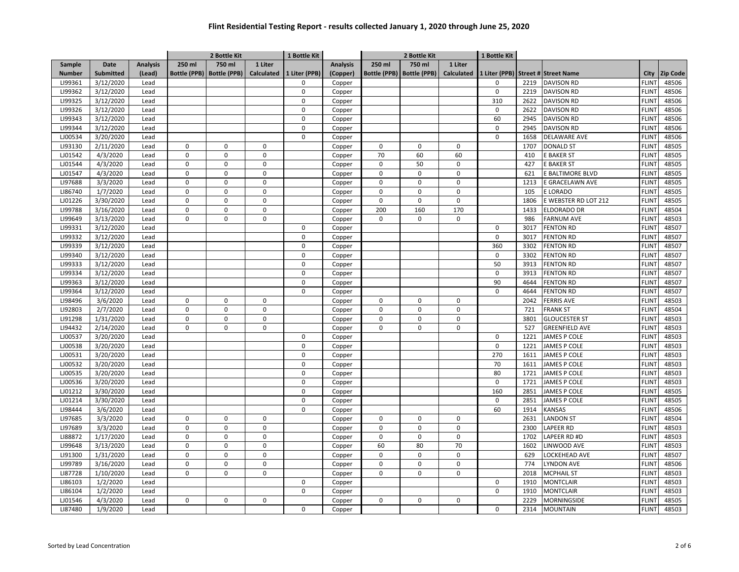# Flint Residential Testing Report - results collected January 1, 2020 through June 25, 2020

| Sample | Date | Analysis | 2 Bottle Kit | | | 1 Bottle Kit | Analysis | 2 Bottle Kit | | | 1 Bottle Kit | | | | |
|---|---|---|---|---|---|---|---|---|---|---|---|---|---|---|---|
| Number | Submitted | (Lead) | 250 ml Bottle (PPB) | 750 ml Bottle (PPB) | 1 Liter Calculated | 1 Liter (PPB) | (Copper) | 250 ml Bottle (PPB) | 750 ml Bottle (PPB) | 1 Liter Calculated | 1 Liter (PPB) | Street # | Street Name | City | Zip Code |
| LI99361 | 3/12/2020 | Lead | | | | 0 | Copper | | | | 0 | 2219 | DAVISON RD | FLINT | 48506 |
| LI99362 | 3/12/2020 | Lead | | | | 0 | Copper | | | | 0 | 2219 | DAVISON RD | FLINT | 48506 |
| LI99325 | 3/12/2020 | Lead | | | | 0 | Copper | | | | 310 | 2622 | DAVISON RD | FLINT | 48506 |
| LI99326 | 3/12/2020 | Lead | | | | 0 | Copper | | | | 0 | 2622 | DAVISON RD | FLINT | 48506 |
| LI99343 | 3/12/2020 | Lead | | | | 0 | Copper | | | | 60 | 2945 | DAVISON RD | FLINT | 48506 |
| LI99344 | 3/12/2020 | Lead | | | | 0 | Copper | | | | 0 | 2945 | DAVISON RD | FLINT | 48506 |
| LJ00534 | 3/20/2020 | Lead | | | | 0 | Copper | | | | 0 | 1658 | DELAWARE AVE | FLINT | 48506 |
| LI93130 | 2/11/2020 | Lead | 0 | 0 | 0 | | Copper | 0 | 0 | 0 | | 1707 | DONALD ST | FLINT | 48505 |
| LJ01542 | 4/3/2020 | Lead | 0 | 0 | 0 | | Copper | 70 | 60 | 60 | | 410 | E BAKER ST | FLINT | 48505 |
| LJ01544 | 4/3/2020 | Lead | 0 | 0 | 0 | | Copper | 0 | 50 | 0 | | 427 | E BAKER ST | FLINT | 48505 |
| LJ01547 | 4/3/2020 | Lead | 0 | 0 | 0 | | Copper | 0 | 0 | 0 | | 621 | E BALTIMORE BLVD | FLINT | 48505 |
| LI97688 | 3/3/2020 | Lead | 0 | 0 | 0 | | Copper | 0 | 0 | 0 | | 1213 | E GRACELAWN AVE | FLINT | 48505 |
| LI86740 | 1/7/2020 | Lead | 0 | 0 | 0 | | Copper | 0 | 0 | 0 | | 105 | E LORADO | FLINT | 48505 |
| LJ01226 | 3/30/2020 | Lead | 0 | 0 | 0 | | Copper | 0 | 0 | 0 | | 1806 | E WEBSTER RD LOT 212 | FLINT | 48505 |
| LI99788 | 3/16/2020 | Lead | 0 | 0 | 0 | | Copper | 200 | 160 | 170 | | 1433 | ELDORADO DR | FLINT | 48504 |
| LI99649 | 3/13/2020 | Lead | 0 | 0 | 0 | | Copper | 0 | 0 | 0 | | 986 | FARNUM AVE | FLINT | 48503 |
| LI99331 | 3/12/2020 | Lead | | | | 0 | Copper | | | | 0 | 3017 | FENTON RD | FLINT | 48507 |
| LI99332 | 3/12/2020 | Lead | | | | 0 | Copper | | | | 0 | 3017 | FENTON RD | FLINT | 48507 |
| LI99339 | 3/12/2020 | Lead | | | | 0 | Copper | | | | 360 | 3302 | FENTON RD | FLINT | 48507 |
| LI99340 | 3/12/2020 | Lead | | | | 0 | Copper | | | | 0 | 3302 | FENTON RD | FLINT | 48507 |
| LI99333 | 3/12/2020 | Lead | | | | 0 | Copper | | | | 50 | 3913 | FENTON RD | FLINT | 48507 |
| LI99334 | 3/12/2020 | Lead | | | | 0 | Copper | | | | 0 | 3913 | FENTON RD | FLINT | 48507 |
| LI99363 | 3/12/2020 | Lead | | | | 0 | Copper | | | | 90 | 4644 | FENTON RD | FLINT | 48507 |
| LI99364 | 3/12/2020 | Lead | | | | 0 | Copper | | | | 0 | 4644 | FENTON RD | FLINT | 48507 |
| LI98496 | 3/6/2020 | Lead | 0 | 0 | 0 | | Copper | 0 | 0 | 0 | | 2042 | FERRIS AVE | FLINT | 48503 |
| LI92803 | 2/7/2020 | Lead | 0 | 0 | 0 | | Copper | 0 | 0 | 0 | | 721 | FRANK ST | FLINT | 48504 |
| LI91298 | 1/31/2020 | Lead | 0 | 0 | 0 | | Copper | 0 | 0 | 0 | | 3801 | GLOUCESTER ST | FLINT | 48503 |
| LI94432 | 2/14/2020 | Lead | 0 | 0 | 0 | | Copper | 0 | 0 | 0 | | 527 | GREENFIELD AVE | FLINT | 48503 |
| LJ00537 | 3/20/2020 | Lead | | | | 0 | Copper | | | | 0 | 1221 | JAMES P COLE | FLINT | 48503 |
| LJ00538 | 3/20/2020 | Lead | | | | 0 | Copper | | | | 0 | 1221 | JAMES P COLE | FLINT | 48503 |
| LJ00531 | 3/20/2020 | Lead | | | | 0 | Copper | | | | 270 | 1611 | JAMES P COLE | FLINT | 48503 |
| LJ00532 | 3/20/2020 | Lead | | | | 0 | Copper | | | | 70 | 1611 | JAMES P COLE | FLINT | 48503 |
| LJ00535 | 3/20/2020 | Lead | | | | 0 | Copper | | | | 80 | 1721 | JAMES P COLE | FLINT | 48503 |
| LJ00536 | 3/20/2020 | Lead | | | | 0 | Copper | | | | 0 | 1721 | JAMES P COLE | FLINT | 48503 |
| LJ01212 | 3/30/2020 | Lead | | | | 0 | Copper | | | | 160 | 2851 | JAMES P COLE | FLINT | 48505 |
| LJ01214 | 3/30/2020 | Lead | | | | 0 | Copper | | | | 0 | 2851 | JAMES P COLE | FLINT | 48505 |
| LI98444 | 3/6/2020 | Lead | | | | 0 | Copper | | | | 60 | 1914 | KANSAS | FLINT | 48506 |
| LI97685 | 3/3/2020 | Lead | 0 | 0 | 0 | | Copper | 0 | 0 | 0 | | 2631 | LANDON ST | FLINT | 48504 |
| LI97689 | 3/3/2020 | Lead | 0 | 0 | 0 | | Copper | 0 | 0 | 0 | | 2300 | LAPEER RD | FLINT | 48503 |
| LI88872 | 1/17/2020 | Lead | 0 | 0 | 0 | | Copper | 0 | 0 | 0 | | 1702 | LAPEER RD #D | FLINT | 48503 |
| LI99648 | 3/13/2020 | Lead | 0 | 0 | 0 | | Copper | 60 | 80 | 70 | | 1602 | LINWOOD AVE | FLINT | 48503 |
| LI91300 | 1/31/2020 | Lead | 0 | 0 | 0 | | Copper | 0 | 0 | 0 | | 629 | LOCKEHEAD AVE | FLINT | 48507 |
| LI99789 | 3/16/2020 | Lead | 0 | 0 | 0 | | Copper | 0 | 0 | 0 | | 774 | LYNDON AVE | FLINT | 48506 |
| LI87728 | 1/10/2020 | Lead | 0 | 0 | 0 | | Copper | 0 | 0 | 0 | | 2018 | MCPHAIL ST | FLINT | 48503 |
| LI86103 | 1/2/2020 | Lead | | | | 0 | Copper | | | | 0 | 1910 | MONTCLAIR | FLINT | 48503 |
| LI86104 | 1/2/2020 | Lead | | | | 0 | Copper | | | | 0 | 1910 | MONTCLAIR | FLINT | 48503 |
| LJ01546 | 4/3/2020 | Lead | 0 | 0 | 0 | | Copper | 0 | 0 | 0 | | 2229 | MORNINGSIDE | FLINT | 48505 |
| LI87480 | 1/9/2020 | Lead | | | | 0 | Copper | | | | 0 | 2314 | MOUNTAIN | FLINT | 48503 |

Sorted by Lead Concentration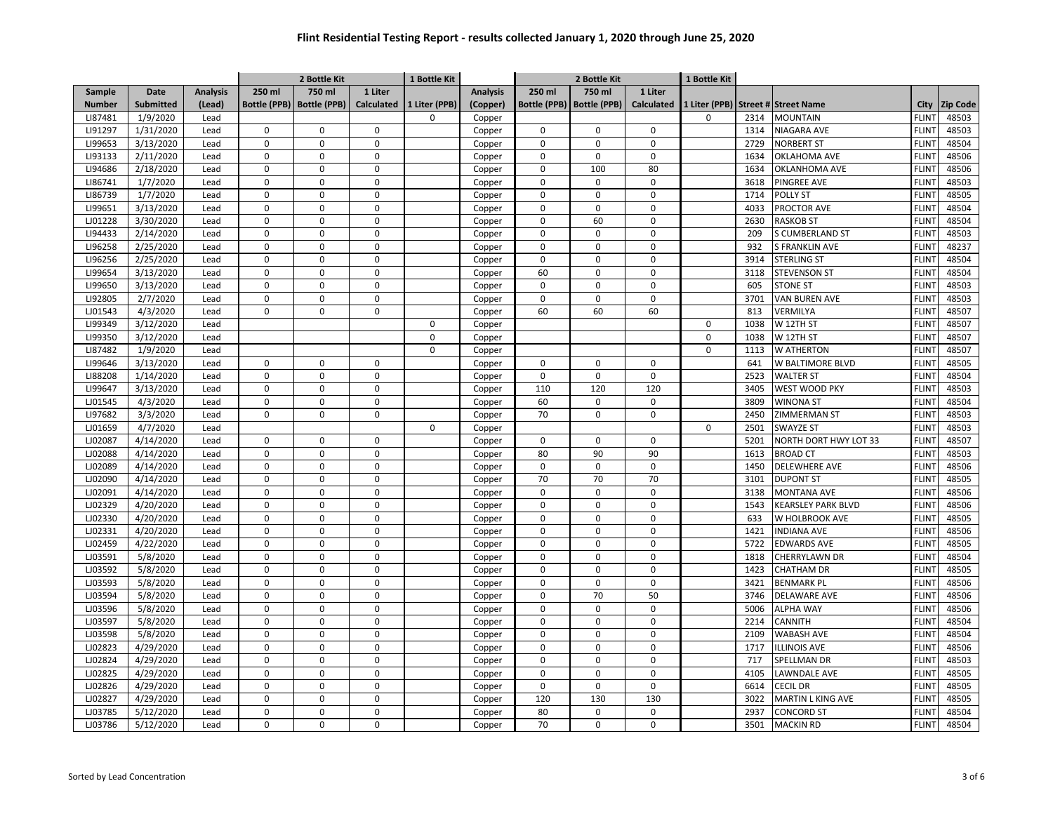# Flint Residential Testing Report - results collected January 1, 2020 through June 25, 2020

| | | | 2 Bottle Kit | | | 1 Bottle Kit | | 2 Bottle Kit | | | 1 Bottle Kit | | | | |
|---|---|---|---|---|---|---|---|---|---|---|---|---|---|---|---|
| Sample Number | Date Submitted | Analysis (Lead) | 250 ml Bottle (PPB) | 750 ml Bottle (PPB) | 1 Liter Calculated | 1 Liter (PPB) | Analysis (Copper) | 250 ml Bottle (PPB) | 750 ml Bottle (PPB) | 1 Liter Calculated | 1 Liter (PPB) | Street # | Street Name | City | Zip Code |
| LI87481 | 1/9/2020 | Lead | | | | 0 | Copper | | | | 0 | 2314 | MOUNTAIN | FLINT | 48503 |
| LI91297 | 1/31/2020 | Lead | 0 | 0 | 0 | | Copper | 0 | 0 | 0 | | 1314 | NIAGARA AVE | FLINT | 48503 |
| LI99653 | 3/13/2020 | Lead | 0 | 0 | 0 | | Copper | 0 | 0 | 0 | | 2729 | NORBERT ST | FLINT | 48504 |
| LI93133 | 2/11/2020 | Lead | 0 | 0 | 0 | | Copper | 0 | 0 | 0 | | 1634 | OKLAHOMA AVE | FLINT | 48506 |
| LI94686 | 2/18/2020 | Lead | 0 | 0 | 0 | | Copper | 0 | 100 | 80 | | 1634 | OKLAHOMA AVE | FLINT | 48506 |
| LI86741 | 1/7/2020 | Lead | 0 | 0 | 0 | | Copper | 0 | 0 | 0 | | 3618 | PINGREE AVE | FLINT | 48503 |
| LI86739 | 1/7/2020 | Lead | 0 | 0 | 0 | | Copper | 0 | 0 | 0 | | 1714 | POLLY ST | FLINT | 48505 |
| LI99651 | 3/13/2020 | Lead | 0 | 0 | 0 | | Copper | 0 | 0 | 0 | | 4033 | PROCTOR AVE | FLINT | 48504 |
| LJ01228 | 3/30/2020 | Lead | 0 | 0 | 0 | | Copper | 0 | 60 | 0 | | 2630 | RASKOB ST | FLINT | 48504 |
| LI94433 | 2/14/2020 | Lead | 0 | 0 | 0 | | Copper | 0 | 0 | 0 | | 209 | S CUMBERLAND ST | FLINT | 48503 |
| LI96258 | 2/25/2020 | Lead | 0 | 0 | 0 | | Copper | 0 | 0 | 0 | | 932 | S FRANKLIN AVE | FLINT | 48237 |
| LI96256 | 2/25/2020 | Lead | 0 | 0 | 0 | | Copper | 0 | 0 | 0 | | 3914 | STERLING ST | FLINT | 48504 |
| LI99654 | 3/13/2020 | Lead | 0 | 0 | 0 | | Copper | 60 | 0 | 0 | | 3118 | STEVENSON ST | FLINT | 48504 |
| LI99650 | 3/13/2020 | Lead | 0 | 0 | 0 | | Copper | 0 | 0 | 0 | | 605 | STONE ST | FLINT | 48503 |
| LI92805 | 2/7/2020 | Lead | 0 | 0 | 0 | | Copper | 0 | 0 | 0 | | 3701 | VAN BUREN AVE | FLINT | 48503 |
| LJ01543 | 4/3/2020 | Lead | 0 | 0 | 0 | | Copper | 60 | 60 | 60 | | 813 | VERMILYA | FLINT | 48507 |
| LI99349 | 3/12/2020 | Lead | | | | 0 | Copper | | | | 0 | 1038 | W 12TH ST | FLINT | 48507 |
| LI99350 | 3/12/2020 | Lead | | | | 0 | Copper | | | | 0 | 1038 | W 12TH ST | FLINT | 48507 |
| LI87482 | 1/9/2020 | Lead | | | | 0 | Copper | | | | 0 | 1113 | W ATHERTON | FLINT | 48507 |
| LI99646 | 3/13/2020 | Lead | 0 | 0 | 0 | | Copper | 0 | 0 | 0 | | 641 | W BALTIMORE BLVD | FLINT | 48505 |
| LI88208 | 1/14/2020 | Lead | 0 | 0 | 0 | | Copper | 0 | 0 | 0 | | 2523 | WALTER ST | FLINT | 48504 |
| LI99647 | 3/13/2020 | Lead | 0 | 0 | 0 | | Copper | 110 | 120 | 120 | | 3405 | WEST WOOD PKY | FLINT | 48503 |
| LJ01545 | 4/3/2020 | Lead | 0 | 0 | 0 | | Copper | 60 | 0 | 0 | | 3809 | WINONA ST | FLINT | 48504 |
| LI97682 | 3/3/2020 | Lead | 0 | 0 | 0 | | Copper | 70 | 0 | 0 | | 2450 | ZIMMERMAN ST | FLINT | 48503 |
| LJ01659 | 4/7/2020 | Lead | | | | 0 | Copper | | | | 0 | 2501 | SWAYZE ST | FLINT | 48503 |
| LJ02087 | 4/14/2020 | Lead | 0 | 0 | 0 | | Copper | 0 | 0 | 0 | | 5201 | NORTH DORT HWY LOT 33 | FLINT | 48507 |
| LJ02088 | 4/14/2020 | Lead | 0 | 0 | 0 | | Copper | 80 | 90 | 90 | | 1613 | BROAD CT | FLINT | 48503 |
| LJ02089 | 4/14/2020 | Lead | 0 | 0 | 0 | | Copper | 0 | 0 | 0 | | 1450 | DELEWHERE AVE | FLINT | 48506 |
| LJ02090 | 4/14/2020 | Lead | 0 | 0 | 0 | | Copper | 70 | 70 | 70 | | 3101 | DUPONT ST | FLINT | 48505 |
| LJ02091 | 4/14/2020 | Lead | 0 | 0 | 0 | | Copper | 0 | 0 | 0 | | 3138 | MONTANA AVE | FLINT | 48506 |
| LJ02329 | 4/20/2020 | Lead | 0 | 0 | 0 | | Copper | 0 | 0 | 0 | | 1543 | KEARSLEY PARK BLVD | FLINT | 48506 |
| LJ02330 | 4/20/2020 | Lead | 0 | 0 | 0 | | Copper | 0 | 0 | 0 | | 633 | W HOLBROOK AVE | FLINT | 48505 |
| LJ02331 | 4/20/2020 | Lead | 0 | 0 | 0 | | Copper | 0 | 0 | 0 | | 1421 | INDIANA AVE | FLINT | 48506 |
| LJ02459 | 4/22/2020 | Lead | 0 | 0 | 0 | | Copper | 0 | 0 | 0 | | 5722 | EDWARDS AVE | FLINT | 48505 |
| LJ03591 | 5/8/2020 | Lead | 0 | 0 | 0 | | Copper | 0 | 0 | 0 | | 1818 | CHERRYLAWN DR | FLINT | 48504 |
| LJ03592 | 5/8/2020 | Lead | 0 | 0 | 0 | | Copper | 0 | 0 | 0 | | 1423 | CHATHAM DR | FLINT | 48505 |
| LJ03593 | 5/8/2020 | Lead | 0 | 0 | 0 | | Copper | 0 | 0 | 0 | | 3421 | BENMARK PL | FLINT | 48506 |
| LJ03594 | 5/8/2020 | Lead | 0 | 0 | 0 | | Copper | 0 | 70 | 50 | | 3746 | DELAWARE AVE | FLINT | 48506 |
| LJ03596 | 5/8/2020 | Lead | 0 | 0 | 0 | | Copper | 0 | 0 | 0 | | 5006 | ALPHA WAY | FLINT | 48506 |
| LJ03597 | 5/8/2020 | Lead | 0 | 0 | 0 | | Copper | 0 | 0 | 0 | | 2214 | CANNITH | FLINT | 48504 |
| LJ03598 | 5/8/2020 | Lead | 0 | 0 | 0 | | Copper | 0 | 0 | 0 | | 2109 | WABASH AVE | FLINT | 48504 |
| LJ02823 | 4/29/2020 | Lead | 0 | 0 | 0 | | Copper | 0 | 0 | 0 | | 1717 | ILLINOIS AVE | FLINT | 48506 |
| LJ02824 | 4/29/2020 | Lead | 0 | 0 | 0 | | Copper | 0 | 0 | 0 | | 717 | SPELLMAN DR | FLINT | 48503 |
| LJ02825 | 4/29/2020 | Lead | 0 | 0 | 0 | | Copper | 0 | 0 | 0 | | 4105 | LAWNDALE AVE | FLINT | 48505 |
| LJ02826 | 4/29/2020 | Lead | 0 | 0 | 0 | | Copper | 0 | 0 | 0 | | 6614 | CECIL DR | FLINT | 48505 |
| LJ02827 | 4/29/2020 | Lead | 0 | 0 | 0 | | Copper | 120 | 130 | 130 | | 3022 | MARTIN L KING AVE | FLINT | 48505 |
| LJ03785 | 5/12/2020 | Lead | 0 | 0 | 0 | | Copper | 80 | 0 | 0 | | 2937 | CONCORD ST | FLINT | 48504 |
| LJ03786 | 5/12/2020 | Lead | 0 | 0 | 0 | | Copper | 70 | 0 | 0 | | 3501 | MACKIN RD | FLINT | 48504 |

Sorted by Lead Concentration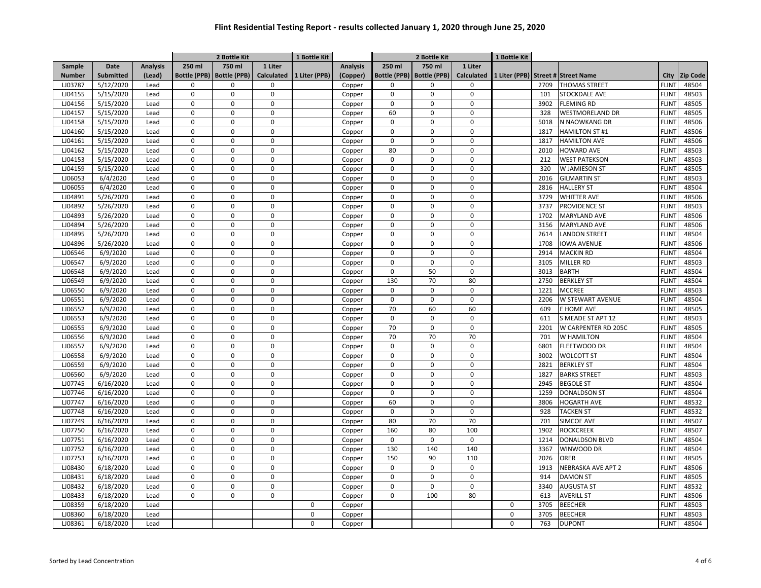# Flint Residential Testing Report - results collected January 1, 2020 through June 25, 2020

| | | | 2 Bottle Kit | | | 1 Bottle Kit | | 2 Bottle Kit | | | 1 Bottle Kit | | | | |
|---|---|---|---|---|---|---|---|---|---|---|---|---|---|---|---|
| Sample Number | Date Submitted | Analysis (Lead) | 250 ml Bottle (PPB) | 750 ml Bottle (PPB) | 1 Liter Calculated | 1 Liter (PPB) | Analysis (Copper) | 250 ml Bottle (PPB) | 750 ml Bottle (PPB) | 1 Liter Calculated | 1 Liter (PPB) | Street # | Street Name | City | Zip Code |
| LJ03787 | 5/12/2020 | Lead | 0 | 0 | 0 | | Copper | 0 | 0 | 0 | | 2709 | THOMAS STREET | FLINT | 48504 |
| LJ04155 | 5/15/2020 | Lead | 0 | 0 | 0 | | Copper | 0 | 0 | 0 | | 101 | STOCKDALE AVE | FLINT | 48503 |
| LJ04156 | 5/15/2020 | Lead | 0 | 0 | 0 | | Copper | 0 | 0 | 0 | | 3902 | FLEMING RD | FLINT | 48505 |
| LJ04157 | 5/15/2020 | Lead | 0 | 0 | 0 | | Copper | 60 | 0 | 0 | | 328 | WESTMORELAND DR | FLINT | 48505 |
| LJ04158 | 5/15/2020 | Lead | 0 | 0 | 0 | | Copper | 0 | 0 | 0 | | 5018 | N NAOWKANG DR | FLINT | 48506 |
| LJ04160 | 5/15/2020 | Lead | 0 | 0 | 0 | | Copper | 0 | 0 | 0 | | 1817 | HAMILTON ST #1 | FLINT | 48506 |
| LJ04161 | 5/15/2020 | Lead | 0 | 0 | 0 | | Copper | 0 | 0 | 0 | | 1817 | HAMILTON AVE | FLINT | 48506 |
| LJ04162 | 5/15/2020 | Lead | 0 | 0 | 0 | | Copper | 80 | 0 | 0 | | 2010 | HOWARD AVE | FLINT | 48503 |
| LJ04153 | 5/15/2020 | Lead | 0 | 0 | 0 | | Copper | 0 | 0 | 0 | | 212 | WEST PATEKSON | FLINT | 48503 |
| LJ04159 | 5/15/2020 | Lead | 0 | 0 | 0 | | Copper | 0 | 0 | 0 | | 320 | W JAMIESON ST | FLINT | 48505 |
| LJ06053 | 6/4/2020 | Lead | 0 | 0 | 0 | | Copper | 0 | 0 | 0 | | 2016 | GILMARTIN ST | FLINT | 48503 |
| LJ06055 | 6/4/2020 | Lead | 0 | 0 | 0 | | Copper | 0 | 0 | 0 | | 2816 | HALLERY ST | FLINT | 48504 |
| LJ04891 | 5/26/2020 | Lead | 0 | 0 | 0 | | Copper | 0 | 0 | 0 | | 3729 | WHITTER AVE | FLINT | 48506 |
| LJ04892 | 5/26/2020 | Lead | 0 | 0 | 0 | | Copper | 0 | 0 | 0 | | 3737 | PROVIDENCE ST | FLINT | 48503 |
| LJ04893 | 5/26/2020 | Lead | 0 | 0 | 0 | | Copper | 0 | 0 | 0 | | 1702 | MARYLAND AVE | FLINT | 48506 |
| LJ04894 | 5/26/2020 | Lead | 0 | 0 | 0 | | Copper | 0 | 0 | 0 | | 3156 | MARYLAND AVE | FLINT | 48506 |
| LJ04895 | 5/26/2020 | Lead | 0 | 0 | 0 | | Copper | 0 | 0 | 0 | | 2614 | LANDON STREET | FLINT | 48504 |
| LJ04896 | 5/26/2020 | Lead | 0 | 0 | 0 | | Copper | 0 | 0 | 0 | | 1708 | IOWA AVENUE | FLINT | 48506 |
| LJ06546 | 6/9/2020 | Lead | 0 | 0 | 0 | | Copper | 0 | 0 | 0 | | 2914 | MACKIN RD | FLINT | 48504 |
| LJ06547 | 6/9/2020 | Lead | 0 | 0 | 0 | | Copper | 0 | 0 | 0 | | 3105 | MILLER RD | FLINT | 48503 |
| LJ06548 | 6/9/2020 | Lead | 0 | 0 | 0 | | Copper | 0 | 50 | 0 | | 3013 | BARTH | FLINT | 48504 |
| LJ06549 | 6/9/2020 | Lead | 0 | 0 | 0 | | Copper | 130 | 70 | 80 | | 2750 | BERKLEY ST | FLINT | 48504 |
| LJ06550 | 6/9/2020 | Lead | 0 | 0 | 0 | | Copper | 0 | 0 | 0 | | 1221 | MCCREE | FLINT | 48503 |
| LJ06551 | 6/9/2020 | Lead | 0 | 0 | 0 | | Copper | 0 | 0 | 0 | | 2206 | W STEWART AVENUE | FLINT | 48504 |
| LJ06552 | 6/9/2020 | Lead | 0 | 0 | 0 | | Copper | 70 | 60 | 60 | | 609 | E HOME AVE | FLINT | 48505 |
| LJ06553 | 6/9/2020 | Lead | 0 | 0 | 0 | | Copper | 0 | 0 | 0 | | 611 | S MEADE ST APT 12 | FLINT | 48503 |
| LJ06555 | 6/9/2020 | Lead | 0 | 0 | 0 | | Copper | 70 | 0 | 0 | | 2201 | W CARPENTER RD 205C | FLINT | 48505 |
| LJ06556 | 6/9/2020 | Lead | 0 | 0 | 0 | | Copper | 70 | 70 | 70 | | 701 | W HAMILTON | FLINT | 48504 |
| LJ06557 | 6/9/2020 | Lead | 0 | 0 | 0 | | Copper | 0 | 0 | 0 | | 6801 | FLEETWOOD DR | FLINT | 48504 |
| LJ06558 | 6/9/2020 | Lead | 0 | 0 | 0 | | Copper | 0 | 0 | 0 | | 3002 | WOLCOTT ST | FLINT | 48504 |
| LJ06559 | 6/9/2020 | Lead | 0 | 0 | 0 | | Copper | 0 | 0 | 0 | | 2821 | BERKLEY ST | FLINT | 48504 |
| LJ06560 | 6/9/2020 | Lead | 0 | 0 | 0 | | Copper | 0 | 0 | 0 | | 1827 | BARKS STREET | FLINT | 48503 |
| LJ07745 | 6/16/2020 | Lead | 0 | 0 | 0 | | Copper | 0 | 0 | 0 | | 2945 | BEGOLE ST | FLINT | 48504 |
| LJ07746 | 6/16/2020 | Lead | 0 | 0 | 0 | | Copper | 0 | 0 | 0 | | 1259 | DONALDSON ST | FLINT | 48504 |
| LJ07747 | 6/16/2020 | Lead | 0 | 0 | 0 | | Copper | 60 | 0 | 0 | | 3806 | HOGARTH AVE | FLINT | 48532 |
| LJ07748 | 6/16/2020 | Lead | 0 | 0 | 0 | | Copper | 0 | 0 | 0 | | 928 | TACKEN ST | FLINT | 48532 |
| LJ07749 | 6/16/2020 | Lead | 0 | 0 | 0 | | Copper | 80 | 70 | 70 | | 701 | SIMCOE AVE | FLINT | 48507 |
| LJ07750 | 6/16/2020 | Lead | 0 | 0 | 0 | | Copper | 160 | 80 | 100 | | 1902 | ROCKCREEK | FLINT | 48507 |
| LJ07751 | 6/16/2020 | Lead | 0 | 0 | 0 | | Copper | 0 | 0 | 0 | | 1214 | DONALDSON BLVD | FLINT | 48504 |
| LJ07752 | 6/16/2020 | Lead | 0 | 0 | 0 | | Copper | 130 | 140 | 140 | | 3367 | WINWOOD DR | FLINT | 48504 |
| LJ07753 | 6/16/2020 | Lead | 0 | 0 | 0 | | Copper | 150 | 90 | 110 | | 2026 | ORER | FLINT | 48505 |
| LJ08430 | 6/18/2020 | Lead | 0 | 0 | 0 | | Copper | 0 | 0 | 0 | | 1913 | NEBRASKA AVE APT 2 | FLINT | 48506 |
| LJ08431 | 6/18/2020 | Lead | 0 | 0 | 0 | | Copper | 0 | 0 | 0 | | 914 | DAMON ST | FLINT | 48505 |
| LJ08432 | 6/18/2020 | Lead | 0 | 0 | 0 | | Copper | 0 | 0 | 0 | | 3340 | AUGUSTA ST | FLINT | 48532 |
| LJ08433 | 6/18/2020 | Lead | 0 | 0 | 0 | | Copper | 0 | 100 | 80 | | 613 | AVERILL ST | FLINT | 48506 |
| LJ08359 | 6/18/2020 | Lead | | | | 0 | Copper | | | | 0 | 3705 | BEECHER | FLINT | 48503 |
| LJ08360 | 6/18/2020 | Lead | | | | 0 | Copper | | | | 0 | 3705 | BEECHER | FLINT | 48503 |
| LJ08361 | 6/18/2020 | Lead | | | | 0 | Copper | | | | 0 | 763 | DUPONT | FLINT | 48504 |

Sorted by Lead Concentration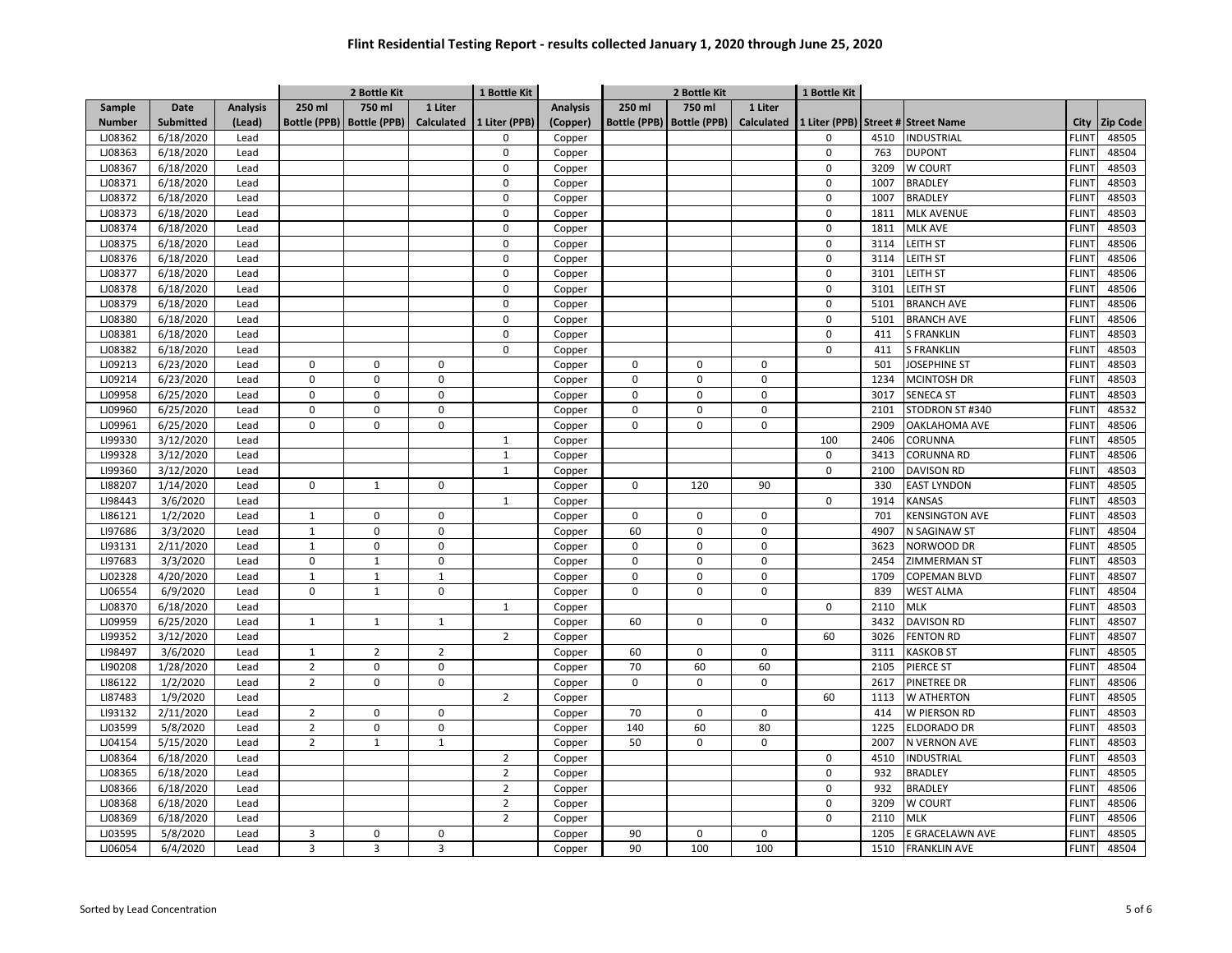# Flint Residential Testing Report - results collected January 1, 2020 through June 25, 2020

| | | | 2 Bottle Kit | | | 1 Bottle Kit | | 2 Bottle Kit | | | 1 Bottle Kit | | | | |
|---|---|---|---|---|---|---|---|---|---|---|---|---|---|---|---|
| Sample Number | Date Submitted | Analysis (Lead) | 250 ml Bottle (PPB) | 750 ml Bottle (PPB) | 1 Liter Calculated | 1 Liter (PPB) | Analysis (Copper) | 250 ml Bottle (PPB) | 750 ml Bottle (PPB) | 1 Liter Calculated | 1 Liter (PPB) | Street # | Street Name | City | Zip Code |
| LJ08362 | 6/18/2020 | Lead | | | | 0 | Copper | | | | 0 | 4510 | INDUSTRIAL | FLINT | 48505 |
| LJ08363 | 6/18/2020 | Lead | | | | 0 | Copper | | | | 0 | 763 | DUPONT | FLINT | 48504 |
| LJ08367 | 6/18/2020 | Lead | | | | 0 | Copper | | | | 0 | 3209 | W COURT | FLINT | 48503 |
| LJ08371 | 6/18/2020 | Lead | | | | 0 | Copper | | | | 0 | 1007 | BRADLEY | FLINT | 48503 |
| LJ08372 | 6/18/2020 | Lead | | | | 0 | Copper | | | | 0 | 1007 | BRADLEY | FLINT | 48503 |
| LJ08373 | 6/18/2020 | Lead | | | | 0 | Copper | | | | 0 | 1811 | MLK AVENUE | FLINT | 48503 |
| LJ08374 | 6/18/2020 | Lead | | | | 0 | Copper | | | | 0 | 1811 | MLK AVE | FLINT | 48503 |
| LJ08375 | 6/18/2020 | Lead | | | | 0 | Copper | | | | 0 | 3114 | LEITH ST | FLINT | 48506 |
| LJ08376 | 6/18/2020 | Lead | | | | 0 | Copper | | | | 0 | 3114 | LEITH ST | FLINT | 48506 |
| LJ08377 | 6/18/2020 | Lead | | | | 0 | Copper | | | | 0 | 3101 | LEITH ST | FLINT | 48506 |
| LJ08378 | 6/18/2020 | Lead | | | | 0 | Copper | | | | 0 | 3101 | LEITH ST | FLINT | 48506 |
| LJ08379 | 6/18/2020 | Lead | | | | 0 | Copper | | | | 0 | 5101 | BRANCH AVE | FLINT | 48506 |
| LJ08380 | 6/18/2020 | Lead | | | | 0 | Copper | | | | 0 | 5101 | BRANCH AVE | FLINT | 48506 |
| LJ08381 | 6/18/2020 | Lead | | | | 0 | Copper | | | | 0 | 411 | S FRANKLIN | FLINT | 48503 |
| LJ08382 | 6/18/2020 | Lead | | | | 0 | Copper | | | | 0 | 411 | S FRANKLIN | FLINT | 48503 |
| LJ09213 | 6/23/2020 | Lead | 0 | 0 | 0 | | Copper | 0 | 0 | 0 | | 501 | JOSEPHINE ST | FLINT | 48503 |
| LJ09214 | 6/23/2020 | Lead | 0 | 0 | 0 | | Copper | 0 | 0 | 0 | | 1234 | MCINTOSH DR | FLINT | 48503 |
| LJ09958 | 6/25/2020 | Lead | 0 | 0 | 0 | | Copper | 0 | 0 | 0 | | 3017 | SENECA ST | FLINT | 48503 |
| LJ09960 | 6/25/2020 | Lead | 0 | 0 | 0 | | Copper | 0 | 0 | 0 | | 2101 | STODRON ST #340 | FLINT | 48532 |
| LJ09961 | 6/25/2020 | Lead | 0 | 0 | 0 | | Copper | 0 | 0 | 0 | | 2909 | OAKLAHOMA AVE | FLINT | 48506 |
| LI99330 | 3/12/2020 | Lead | | | | 1 | Copper | | | | 100 | 2406 | CORUNNA | FLINT | 48505 |
| LI99328 | 3/12/2020 | Lead | | | | 1 | Copper | | | | 0 | 3413 | CORUNNA RD | FLINT | 48506 |
| LI99360 | 3/12/2020 | Lead | | | | 1 | Copper | | | | 0 | 2100 | DAVISON RD | FLINT | 48503 |
| LI88207 | 1/14/2020 | Lead | 0 | 1 | 0 | | Copper | 0 | 120 | 90 | | 330 | EAST LYNDON | FLINT | 48505 |
| LI98443 | 3/6/2020 | Lead | | | | 1 | Copper | | | | 0 | 1914 | KANSAS | FLINT | 48503 |
| LI86121 | 1/2/2020 | Lead | 1 | 0 | 0 | | Copper | 0 | 0 | 0 | | 701 | KENSINGTON AVE | FLINT | 48503 |
| LI97686 | 3/3/2020 | Lead | 1 | 0 | 0 | | Copper | 60 | 0 | 0 | | 4907 | N SAGINAW ST | FLINT | 48504 |
| LI93131 | 2/11/2020 | Lead | 1 | 0 | 0 | | Copper | 0 | 0 | 0 | | 3623 | NORWOOD DR | FLINT | 48505 |
| LI97683 | 3/3/2020 | Lead | 0 | 1 | 0 | | Copper | 0 | 0 | 0 | | 2454 | ZIMMERMAN ST | FLINT | 48503 |
| LJ02328 | 4/20/2020 | Lead | 1 | 1 | 1 | | Copper | 0 | 0 | 0 | | 1709 | COPEMAN BLVD | FLINT | 48507 |
| LJ06554 | 6/9/2020 | Lead | 0 | 1 | 0 | | Copper | 0 | 0 | 0 | | 839 | WEST ALMA | FLINT | 48504 |
| LJ08370 | 6/18/2020 | Lead | | | | 1 | Copper | | | | 0 | 2110 | MLK | FLINT | 48503 |
| LJ09959 | 6/25/2020 | Lead | 1 | 1 | 1 | | Copper | 60 | 0 | 0 | | 3432 | DAVISON RD | FLINT | 48507 |
| LI99352 | 3/12/2020 | Lead | | | | 2 | Copper | | | | 60 | 3026 | FENTON RD | FLINT | 48507 |
| LI98497 | 3/6/2020 | Lead | 1 | 2 | 2 | | Copper | 60 | 0 | 0 | | 3111 | KASKOB ST | FLINT | 48505 |
| LI90208 | 1/28/2020 | Lead | 2 | 0 | 0 | | Copper | 70 | 60 | 60 | | 2105 | PIERCE ST | FLINT | 48504 |
| LI86122 | 1/2/2020 | Lead | 2 | 0 | 0 | | Copper | 0 | 0 | 0 | | 2617 | PINETREE DR | FLINT | 48506 |
| LI87483 | 1/9/2020 | Lead | | | | 2 | Copper | | | | 60 | 1113 | W ATHERTON | FLINT | 48505 |
| LI93132 | 2/11/2020 | Lead | 2 | 0 | 0 | | Copper | 70 | 0 | 0 | | 414 | W PIERSON RD | FLINT | 48503 |
| LJ03599 | 5/8/2020 | Lead | 2 | 0 | 0 | | Copper | 140 | 60 | 80 | | 1225 | ELDORADO DR | FLINT | 48503 |
| LJ04154 | 5/15/2020 | Lead | 2 | 1 | 1 | | Copper | 50 | 0 | 0 | | 2007 | N VERNON AVE | FLINT | 48503 |
| LJ08364 | 6/18/2020 | Lead | | | | 2 | Copper | | | | 0 | 4510 | INDUSTRIAL | FLINT | 48503 |
| LJ08365 | 6/18/2020 | Lead | | | | 2 | Copper | | | | 0 | 932 | BRADLEY | FLINT | 48505 |
| LJ08366 | 6/18/2020 | Lead | | | | 2 | Copper | | | | 0 | 932 | BRADLEY | FLINT | 48506 |
| LJ08368 | 6/18/2020 | Lead | | | | 2 | Copper | | | | 0 | 3209 | W COURT | FLINT | 48506 |
| LJ08369 | 6/18/2020 | Lead | | | | 2 | Copper | | | | 0 | 2110 | MLK | FLINT | 48506 |
| LJ03595 | 5/8/2020 | Lead | 3 | 0 | 0 | | Copper | 90 | 0 | 0 | | 1205 | E GRACELAWN AVE | FLINT | 48505 |
| LJ06054 | 6/4/2020 | Lead | 3 | 3 | 3 | | Copper | 90 | 100 | 100 | | 1510 | FRANKLIN AVE | FLINT | 48504 |

Sorted by Lead Concentration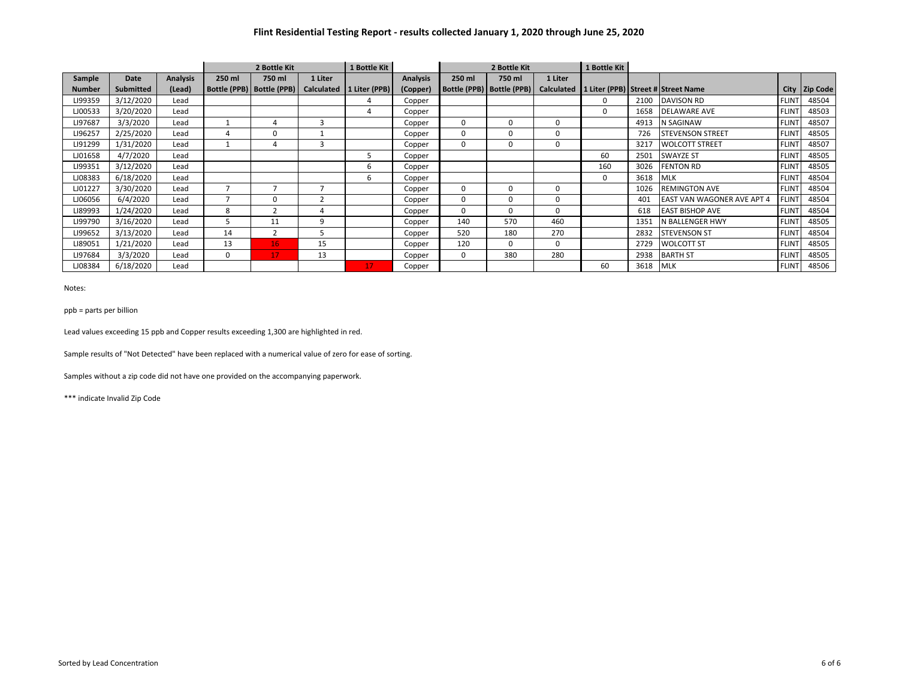# Flint Residential Testing Report - results collected January 1, 2020 through June 25, 2020

| | | | 2 Bottle Kit | | | 1 Bottle Kit | | 2 Bottle Kit | | | 1 Bottle Kit | | | | |
|---|---|---|---|---|---|---|---|---|---|---|---|---|---|---|---|
| Sample Number | Date Submitted | Analysis (Lead) | 250 ml Bottle (PPB) | 750 ml Bottle (PPB) | 1 Liter Calculated | 1 Liter (PPB) | Analysis (Copper) | 250 ml Bottle (PPB) | 750 ml Bottle (PPB) | 1 Liter Calculated | 1 Liter (PPB) | Street # | Street Name | City | Zip Code |
| LI99359 | 3/12/2020 | Lead | | | | 4 | Copper | | | | 0 | 2100 | DAVISON RD | FLINT | 48504 |
| LJ00533 | 3/20/2020 | Lead | | | | 4 | Copper | | | | 0 | 1658 | DELAWARE AVE | FLINT | 48503 |
| LI97687 | 3/3/2020 | Lead | 1 | 4 | 3 | | Copper | 0 | 0 | 0 | | 4913 | N SAGINAW | FLINT | 48507 |
| LI96257 | 2/25/2020 | Lead | 4 | 0 | 1 | | Copper | 0 | 0 | 0 | | 726 | STEVENSON STREET | FLINT | 48505 |
| LI91299 | 1/31/2020 | Lead | 1 | 4 | 3 | | Copper | 0 | 0 | 0 | | 3217 | WOLCOTT STREET | FLINT | 48507 |
| LJ01658 | 4/7/2020 | Lead | | | | 5 | Copper | | | | 60 | 2501 | SWAYZE ST | FLINT | 48505 |
| LI99351 | 3/12/2020 | Lead | | | | 6 | Copper | | | | 160 | 3026 | FENTON RD | FLINT | 48505 |
| LJ08383 | 6/18/2020 | Lead | | | | 6 | Copper | | | | 0 | 3618 | MLK | FLINT | 48504 |
| LJ01227 | 3/30/2020 | Lead | 7 | 7 | 7 | | Copper | 0 | 0 | 0 | | 1026 | REMINGTON AVE | FLINT | 48504 |
| LJ06056 | 6/4/2020 | Lead | 7 | 0 | 2 | | Copper | 0 | 0 | 0 | | 401 | EAST VAN WAGONER AVE APT 4 | FLINT | 48504 |
| LI89993 | 1/24/2020 | Lead | 8 | 2 | 4 | | Copper | 0 | 0 | 0 | | 618 | EAST BISHOP AVE | FLINT | 48504 |
| LI99790 | 3/16/2020 | Lead | 5 | 11 | 9 | | Copper | 140 | 570 | 460 | | 1351 | N BALLENGER HWY | FLINT | 48505 |
| LI99652 | 3/13/2020 | Lead | 14 | 2 | 5 | | Copper | 520 | 180 | 270 | | 2832 | STEVENSON ST | FLINT | 48504 |
| LI89051 | 1/21/2020 | Lead | 13 | 16 | 15 | | Copper | 120 | 0 | 0 | | 2729 | WOLCOTT ST | FLINT | 48505 |
| LI97684 | 3/3/2020 | Lead | 0 | 17 | 13 | | Copper | 0 | 380 | 280 | | 2938 | BARTH ST | FLINT | 48505 |
| LJ08384 | 6/18/2020 | Lead | | | | 17 | Copper | | | | 60 | 3618 | MLK | FLINT | 48506 |

Notes:

ppb = parts per billion

Lead values exceeding 15 ppb and Copper results exceeding 1,300 are highlighted in red.

Sample results of "Not Detected" have been replaced with a numerical value of zero for ease of sorting.

Samples without a zip code did not have one provided on the accompanying paperwork.

*** indicate Invalid Zip Code

Sorted by Lead Concentration